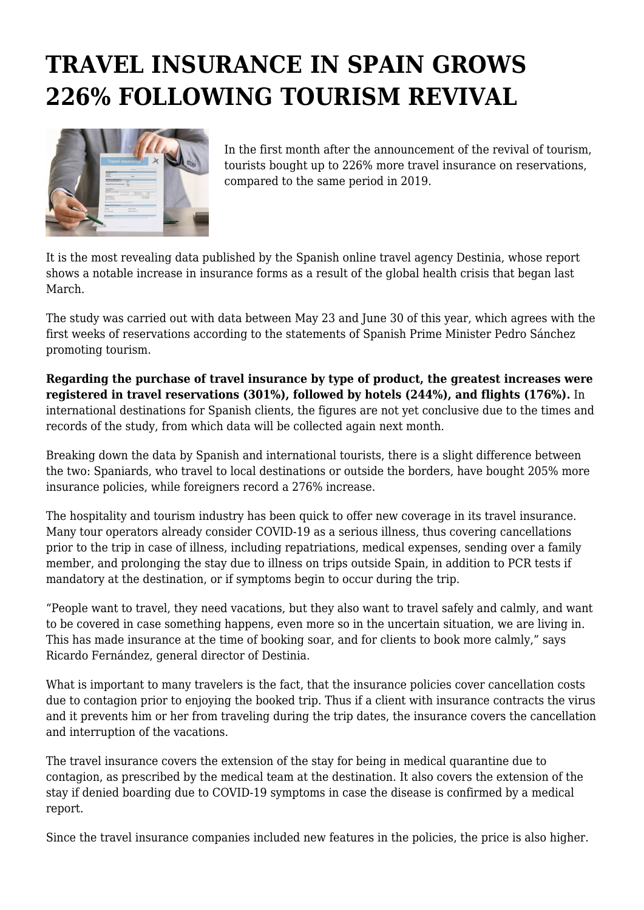# TRAVEL INSURANCE IN SPAIN GROWS 226% FOLLOWING TOURISM REVIVAL

In the first month after the announcement of the revival of tourism, tourists bought up to 226% more travel insurance on reservations, compared to the same period in 2019.

It is the most revealing data published by the Spanish online travel agency Destinia, whose report shows a notable increase in insurance forms as a result of the global health crisis that began last March.

The study was carried out with data between May 23 and June 30 of this year, which agrees with the first weeks of reservations according to the statements of Spanish Prime Minister Pedro Sánchez promoting tourism.

**Regarding the purchase of travel insurance by type of product, the greatest increases were registered in travel reservations (301%), followed by hotels (244%), and flights (176%).** In international destinations for Spanish clients, the figures are not yet conclusive due to the times and records of the study, from which data will be collected again next month.

Breaking down the data by Spanish and international tourists, there is a slight difference between the two: Spaniards, who travel to local destinations or outside the borders, have bought 205% more insurance policies, while foreigners record a 276% increase.

The hospitality and tourism industry has been quick to offer new coverage in its travel insurance. Many tour operators already consider COVID-19 as a serious illness, thus covering cancellations prior to the trip in case of illness, including repatriations, medical expenses, sending over a family member, and prolonging the stay due to illness on trips outside Spain, in addition to PCR tests if mandatory at the destination, or if symptoms begin to occur during the trip.

"People want to travel, they need vacations, but they also want to travel safely and calmly, and want to be covered in case something happens, even more so in the uncertain situation, we are living in. This has made insurance at the time of booking soar, and for clients to book more calmly," says Ricardo Fernández, general director of Destinia.

What is important to many travelers is the fact, that the insurance policies cover cancellation costs due to contagion prior to enjoying the booked trip. Thus if a client with insurance contracts the virus and it prevents him or her from traveling during the trip dates, the insurance covers the cancellation and interruption of the vacations.

The travel insurance covers the extension of the stay for being in medical quarantine due to contagion, as prescribed by the medical team at the destination. It also covers the extension of the stay if denied boarding due to COVID-19 symptoms in case the disease is confirmed by a medical report.

Since the travel insurance companies included new features in the policies, the price is also higher.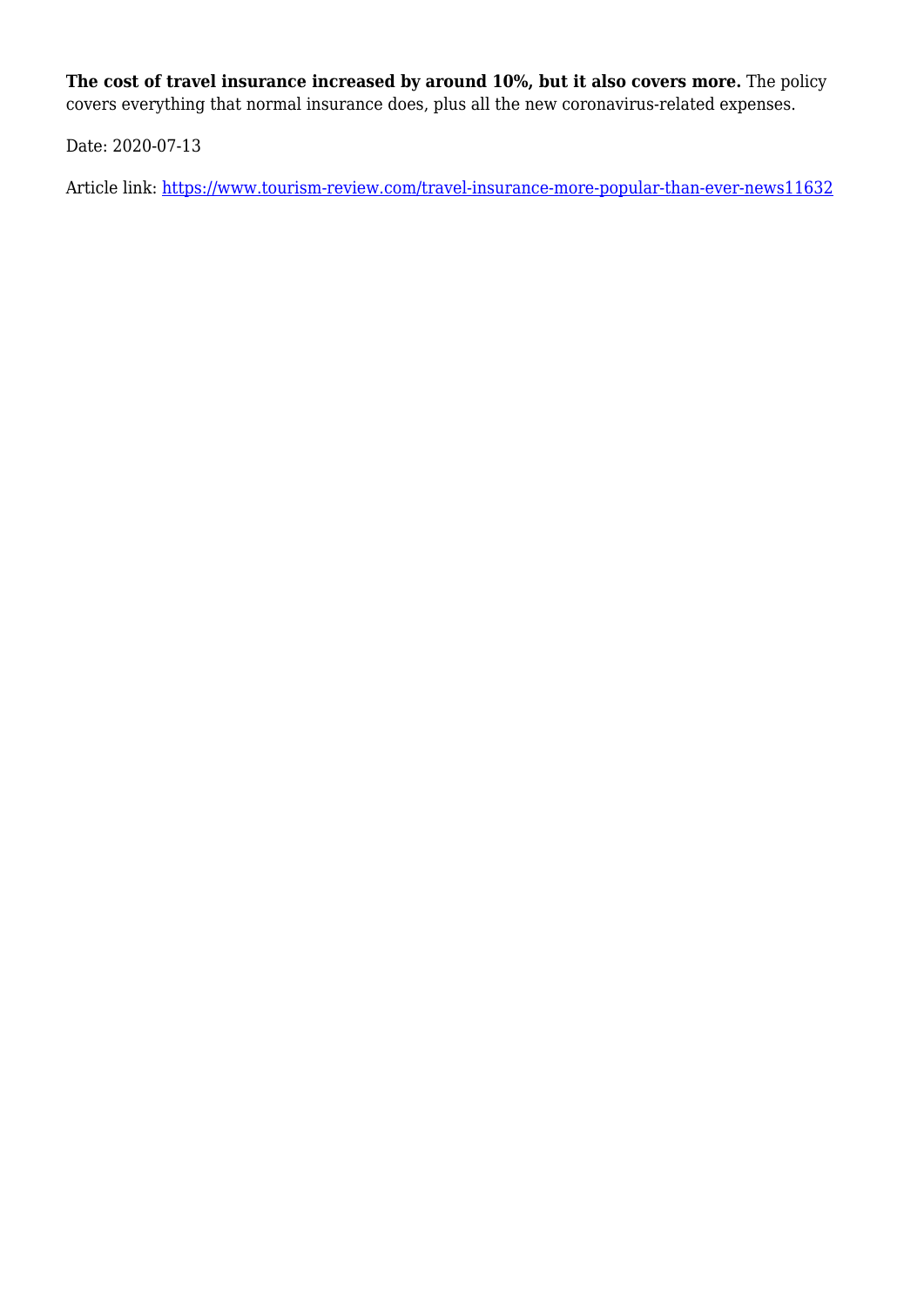**The cost of travel insurance increased by around 10%, but it also covers more.** The policy covers everything that normal insurance does, plus all the new coronavirus-related expenses.

Date: 2020-07-13

Article link: [https://www.tourism-review.com/travel-insurance-more-popular-than-ever-news11632](https://www.tourism-review.com/travel-insurance-more-popular-than-ever-news11632)